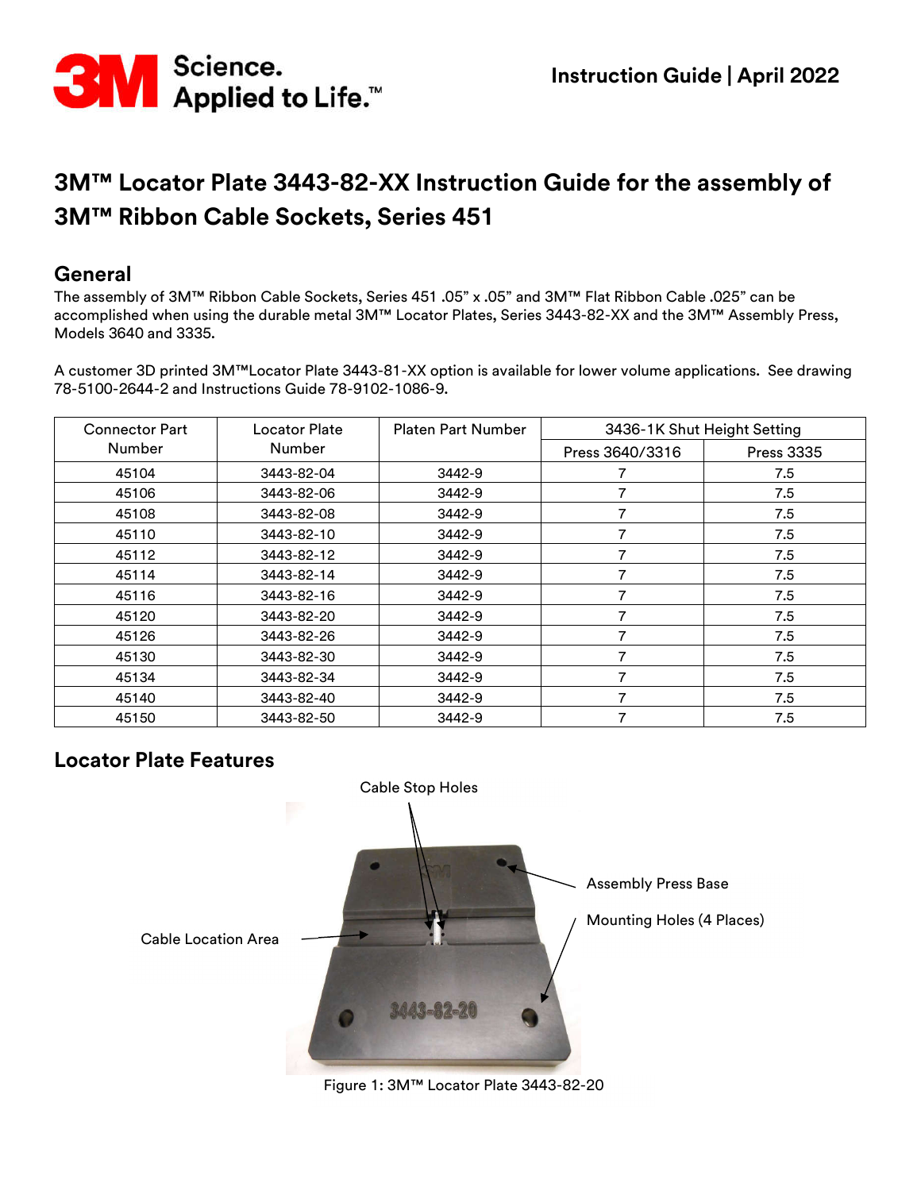3M Science. Applied to Life.™

Instruction Guide | April 2022

# 3M™ Locator Plate 3443-82-XX Instruction Guide for the assembly of 3M™ Ribbon Cable Sockets, Series 451

## General

The assembly of 3M™ Ribbon Cable Sockets, Series 451 .05" x .05" and 3M™ Flat Ribbon Cable .025" can be accomplished when using the durable metal 3M™ Locator Plates, Series 3443-82-XX and the 3M™ Assembly Press, Models 3640 and 3335.

A customer 3D printed 3M™Locator Plate 3443-81-XX option is available for lower volume applications. See drawing 78-5100-2644-2 and Instructions Guide 78-9102-1086-9.

| Connector Part Number | Locator Plate Number | Platen Part Number | 3436-1K Shut Height Setting | |
|---|---|---|---|---|
| | | | Press 3640/3316 | Press 3335 |
| 45104 | 3443-82-04 | 3442-9 | 7 | 7.5 |
| 45106 | 3443-82-06 | 3442-9 | 7 | 7.5 |
| 45108 | 3443-82-08 | 3442-9 | 7 | 7.5 |
| 45110 | 3443-82-10 | 3442-9 | 7 | 7.5 |
| 45112 | 3443-82-12 | 3442-9 | 7 | 7.5 |
| 45114 | 3443-82-14 | 3442-9 | 7 | 7.5 |
| 45116 | 3443-82-16 | 3442-9 | 7 | 7.5 |
| 45120 | 3443-82-20 | 3442-9 | 7 | 7.5 |
| 45126 | 3443-82-26 | 3442-9 | 7 | 7.5 |
| 45130 | 3443-82-30 | 3442-9 | 7 | 7.5 |
| 45134 | 3443-82-34 | 3442-9 | 7 | 7.5 |
| 45140 | 3443-82-40 | 3442-9 | 7 | 7.5 |
| 45150 | 3443-82-50 | 3442-9 | 7 | 7.5 |

## Locator Plate Features

Cable Stop Holes

Assembly Press Base

Mounting Holes (4 Places)

Cable Location Area

Figure 1: 3M™ Locator Plate 3443-82-20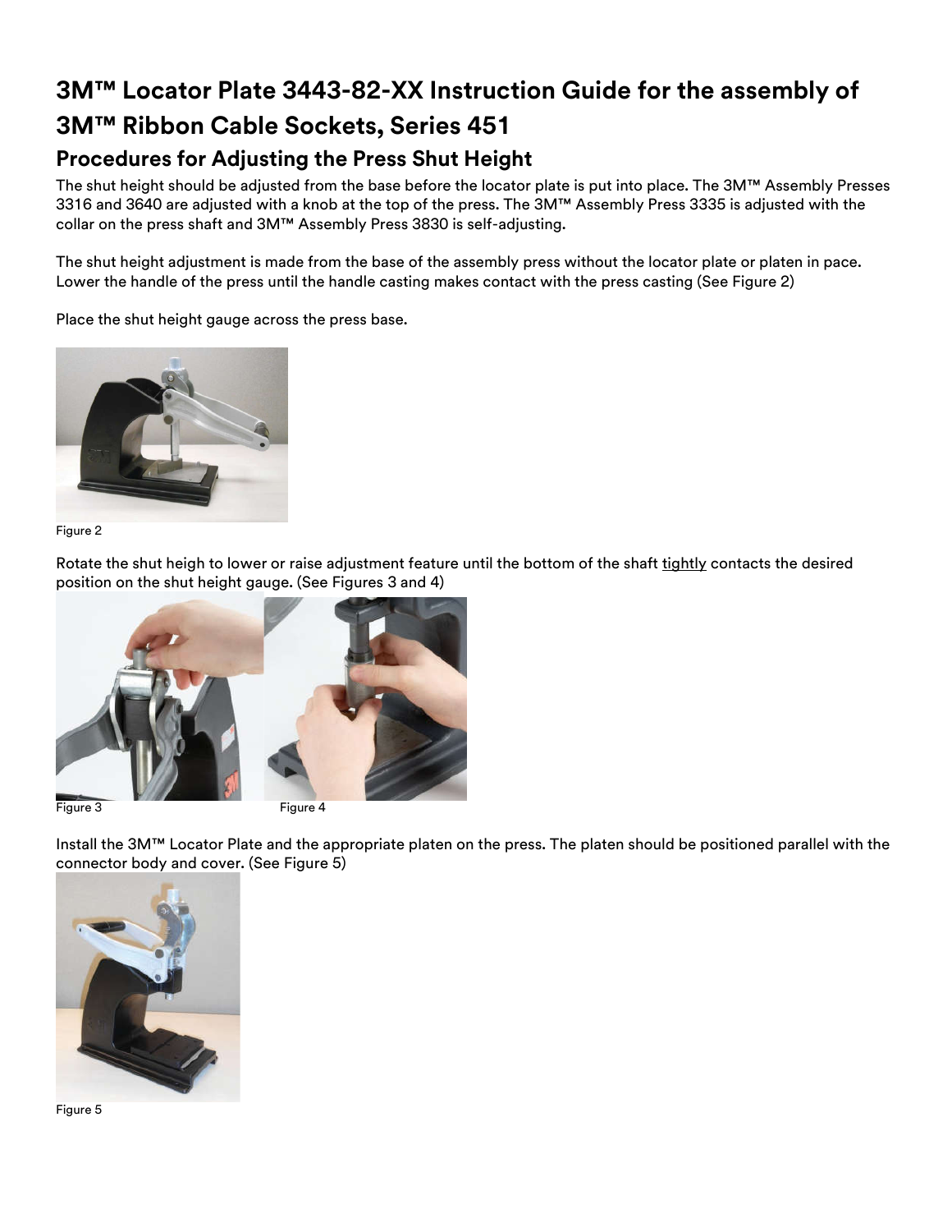# 3M™ Locator Plate 3443-82-XX Instruction Guide for the assembly of 3M™ Ribbon Cable Sockets, Series 451

## Procedures for Adjusting the Press Shut Height

The shut height should be adjusted from the base before the locator plate is put into place. The 3M™ Assembly Presses 3316 and 3640 are adjusted with a knob at the top of the press. The 3M™ Assembly Press 3335 is adjusted with the collar on the press shaft and 3M™ Assembly Press 3830 is self-adjusting.

The shut height adjustment is made from the base of the assembly press without the locator plate or platen in pace. Lower the handle of the press until the handle casting makes contact with the press casting (See Figure 2)

Place the shut height gauge across the press base.

Figure 2

Rotate the shut heigh to lower or raise adjustment feature until the bottom of the shaft tightly contacts the desired position on the shut height gauge. (See Figures 3 and 4)

Figure 3

Figure 4

Install the 3M™ Locator Plate and the appropriate platen on the press. The platen should be positioned parallel with the connector body and cover. (See Figure 5)

Figure 5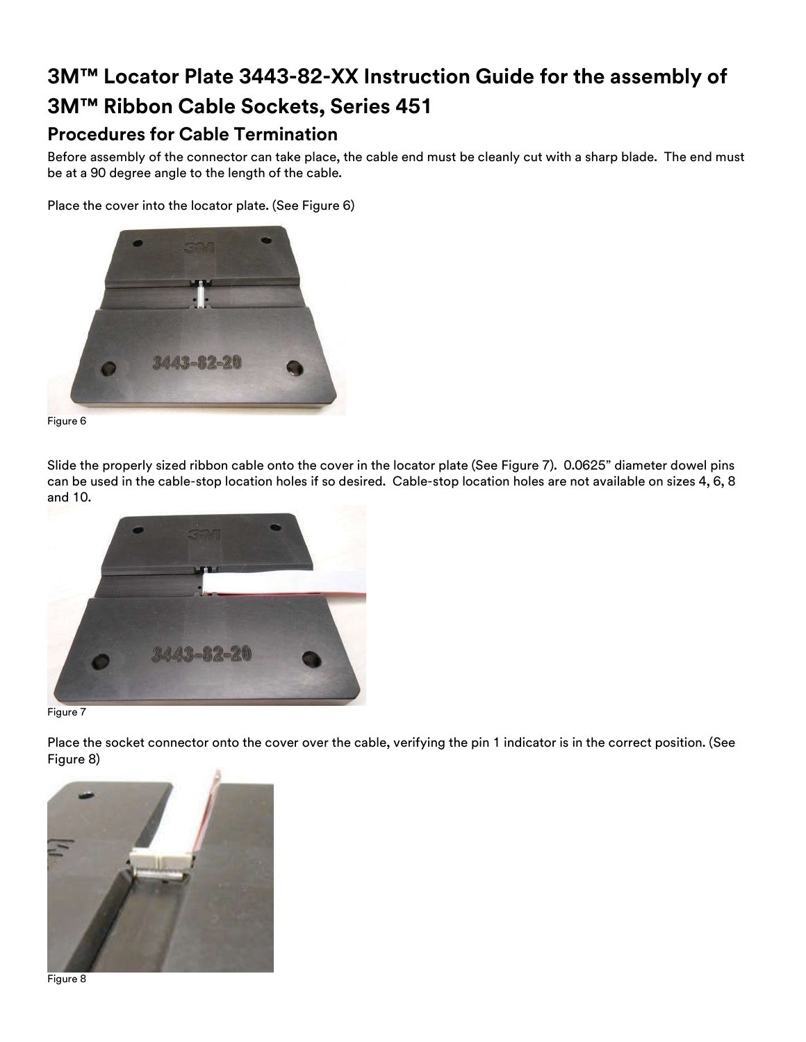# 3M™ Locator Plate 3443-82-XX Instruction Guide for the assembly of 3M™ Ribbon Cable Sockets, Series 451

## Procedures for Cable Termination

Before assembly of the connector can take place, the cable end must be cleanly cut with a sharp blade. The end must be at a 90 degree angle to the length of the cable.

Place the cover into the locator plate. (See Figure 6)

Figure 6

Slide the properly sized ribbon cable onto the cover in the locator plate (See Figure 7). 0.0625" diameter dowel pins can be used in the cable-stop location holes if so desired. Cable-stop location holes are not available on sizes 4, 6, 8 and 10.

Figure 7

Place the socket connector onto the cover over the cable, verifying the pin 1 indicator is in the correct position. (See Figure 8)

Figure 8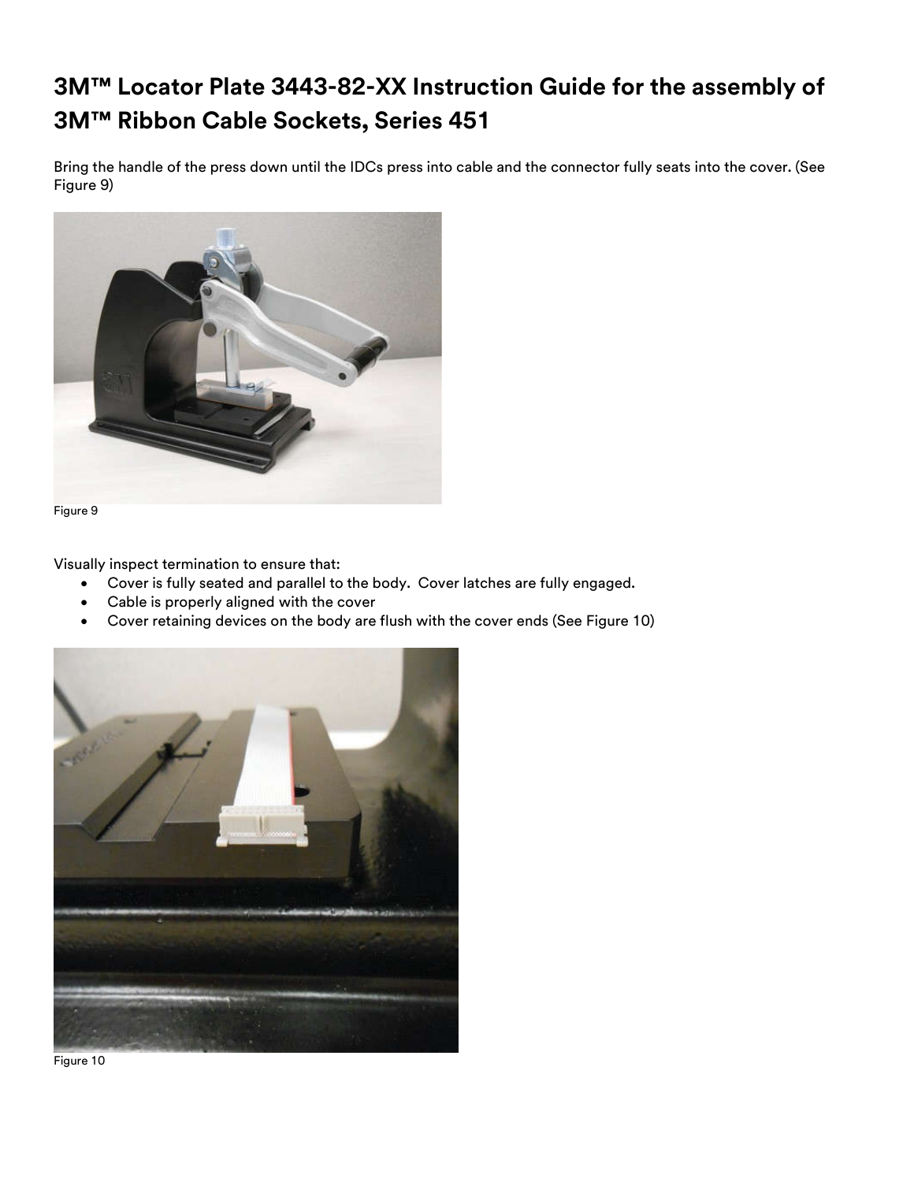# 3M™ Locator Plate 3443-82-XX Instruction Guide for the assembly of 3M™ Ribbon Cable Sockets, Series 451

Bring the handle of the press down until the IDCs press into cable and the connector fully seats into the cover. (See Figure 9)

Figure 9

Visually inspect termination to ensure that:

- Cover is fully seated and parallel to the body. Cover latches are fully engaged.
- Cable is properly aligned with the cover
- Cover retaining devices on the body are flush with the cover ends (See Figure 10)

Figure 10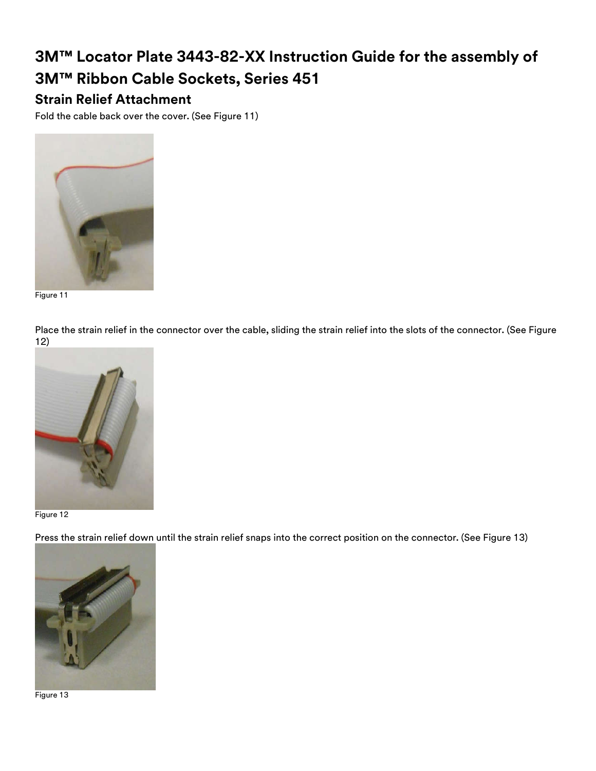# 3M™ Locator Plate 3443-82-XX Instruction Guide for the assembly of 3M™ Ribbon Cable Sockets, Series 451

## Strain Relief Attachment

Fold the cable back over the cover. (See Figure 11)

Figure 11

Place the strain relief in the connector over the cable, sliding the strain relief into the slots of the connector. (See Figure 12)

Figure 12

Press the strain relief down until the strain relief snaps into the correct position on the connector. (See Figure 13)

Figure 13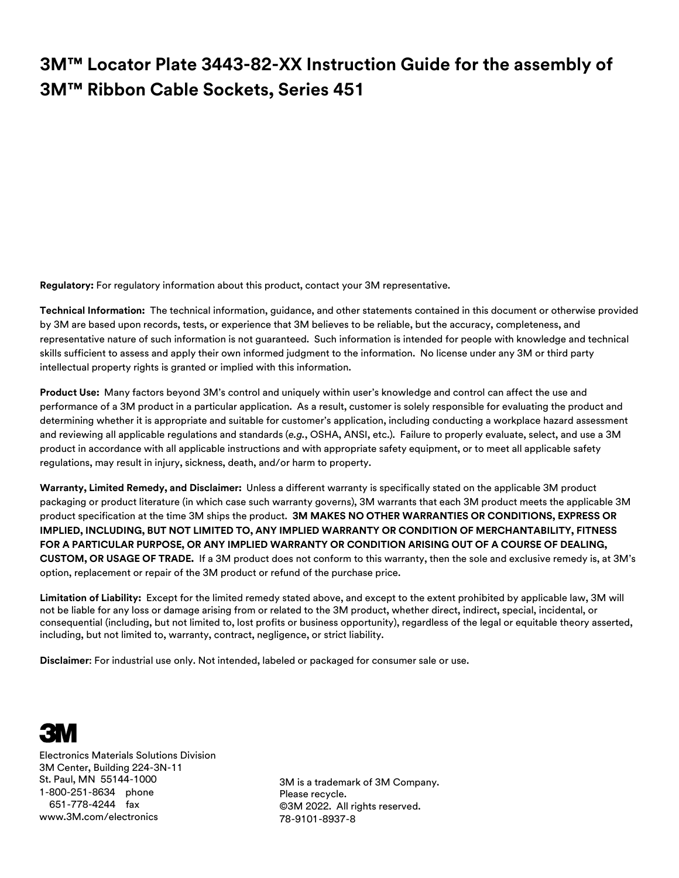# 3M™ Locator Plate 3443-82-XX Instruction Guide for the assembly of 3M™ Ribbon Cable Sockets, Series 451

**Regulatory:** For regulatory information about this product, contact your 3M representative.

**Technical Information:** The technical information, guidance, and other statements contained in this document or otherwise provided by 3M are based upon records, tests, or experience that 3M believes to be reliable, but the accuracy, completeness, and representative nature of such information is not guaranteed. Such information is intended for people with knowledge and technical skills sufficient to assess and apply their own informed judgment to the information. No license under any 3M or third party intellectual property rights is granted or implied with this information.

**Product Use:** Many factors beyond 3M's control and uniquely within user's knowledge and control can affect the use and performance of a 3M product in a particular application. As a result, customer is solely responsible for evaluating the product and determining whether it is appropriate and suitable for customer's application, including conducting a workplace hazard assessment and reviewing all applicable regulations and standards (*e.g.*, OSHA, ANSI, etc.). Failure to properly evaluate, select, and use a 3M product in accordance with all applicable instructions and with appropriate safety equipment, or to meet all applicable safety regulations, may result in injury, sickness, death, and/or harm to property.

**Warranty, Limited Remedy, and Disclaimer:** Unless a different warranty is specifically stated on the applicable 3M product packaging or product literature (in which case such warranty governs), 3M warrants that each 3M product meets the applicable 3M product specification at the time 3M ships the product. **3M MAKES NO OTHER WARRANTIES OR CONDITIONS, EXPRESS OR IMPLIED, INCLUDING, BUT NOT LIMITED TO, ANY IMPLIED WARRANTY OR CONDITION OF MERCHANTABILITY, FITNESS FOR A PARTICULAR PURPOSE, OR ANY IMPLIED WARRANTY OR CONDITION ARISING OUT OF A COURSE OF DEALING, CUSTOM, OR USAGE OF TRADE.** If a 3M product does not conform to this warranty, then the sole and exclusive remedy is, at 3M's option, replacement or repair of the 3M product or refund of the purchase price.

**Limitation of Liability:** Except for the limited remedy stated above, and except to the extent prohibited by applicable law, 3M will not be liable for any loss or damage arising from or related to the 3M product, whether direct, indirect, special, incidental, or consequential (including, but not limited to, lost profits or business opportunity), regardless of the legal or equitable theory asserted, including, but not limited to, warranty, contract, negligence, or strict liability.

**Disclaimer**: For industrial use only. Not intended, labeled or packaged for consumer sale or use.

**3M**

Electronics Materials Solutions Division
3M Center, Building 224-3N-11
St. Paul, MN 55144-1000
1-800-251-8634 phone
651-778-4244 fax
www.3M.com/electronics

3M is a trademark of 3M Company.
Please recycle.
©3M 2022. All rights reserved.
78-9101-8937-8